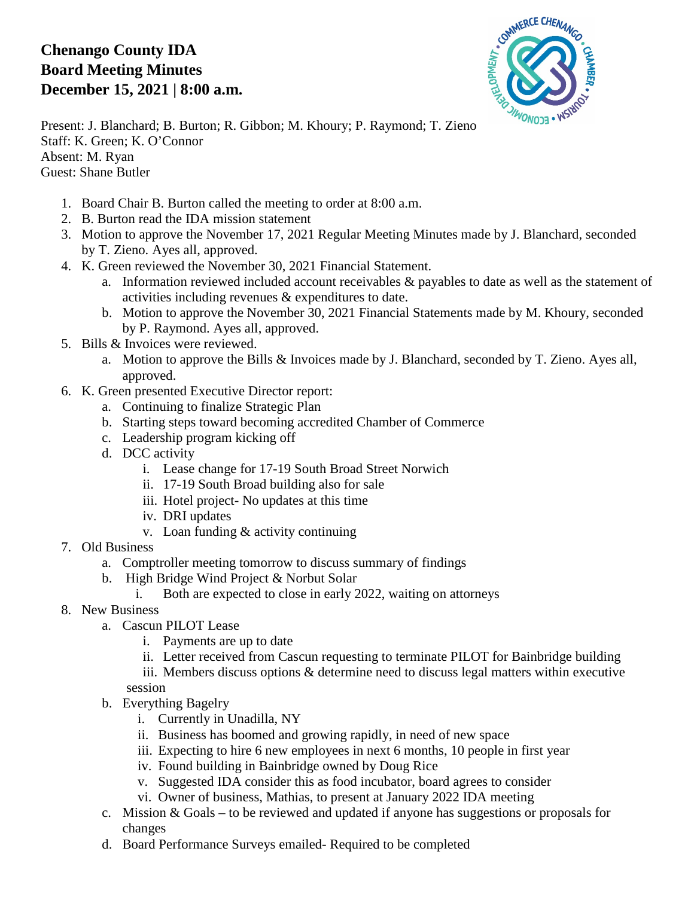# Chenango County IDA
## Board Meeting Minutes
## December 15, 2021 | 8:00 a.m.

Present: J. Blanchard; B. Burton; R. Gibbon; M. Khoury; P. Raymond; T. Zieno
Staff: K. Green; K. O'Connor
Absent: M. Ryan
Guest: Shane Butler

1. Board Chair B. Burton called the meeting to order at 8:00 a.m.
2. B. Burton read the IDA mission statement
3. Motion to approve the November 17, 2021 Regular Meeting Minutes made by J. Blanchard, seconded by T. Zieno. Ayes all, approved.
4. K. Green reviewed the November 30, 2021 Financial Statement.
   a. Information reviewed included account receivables & payables to date as well as the statement of activities including revenues & expenditures to date.
   b. Motion to approve the November 30, 2021 Financial Statements made by M. Khoury, seconded by P. Raymond. Ayes all, approved.
5. Bills & Invoices were reviewed.
   a. Motion to approve the Bills & Invoices made by J. Blanchard, seconded by T. Zieno. Ayes all, approved.
6. K. Green presented Executive Director report:
   a. Continuing to finalize Strategic Plan
   b. Starting steps toward becoming accredited Chamber of Commerce
   c. Leadership program kicking off
   d. DCC activity
      i. Lease change for 17-19 South Broad Street Norwich
      ii. 17-19 South Broad building also for sale
      iii. Hotel project- No updates at this time
      iv. DRI updates
      v. Loan funding & activity continuing
7. Old Business
   a. Comptroller meeting tomorrow to discuss summary of findings
   b. High Bridge Wind Project & Norbut Solar
      i. Both are expected to close in early 2022, waiting on attorneys
8. New Business
   a. Cascun PILOT Lease
      i. Payments are up to date
      ii. Letter received from Cascun requesting to terminate PILOT for Bainbridge building
      iii. Members discuss options & determine need to discuss legal matters within executive session
   b. Everything Bagelry
      i. Currently in Unadilla, NY
      ii. Business has boomed and growing rapidly, in need of new space
      iii. Expecting to hire 6 new employees in next 6 months, 10 people in first year
      iv. Found building in Bainbridge owned by Doug Rice
      v. Suggested IDA consider this as food incubator, board agrees to consider
      vi. Owner of business, Mathias, to present at January 2022 IDA meeting
   c. Mission & Goals – to be reviewed and updated if anyone has suggestions or proposals for changes
   d. Board Performance Surveys emailed- Required to be completed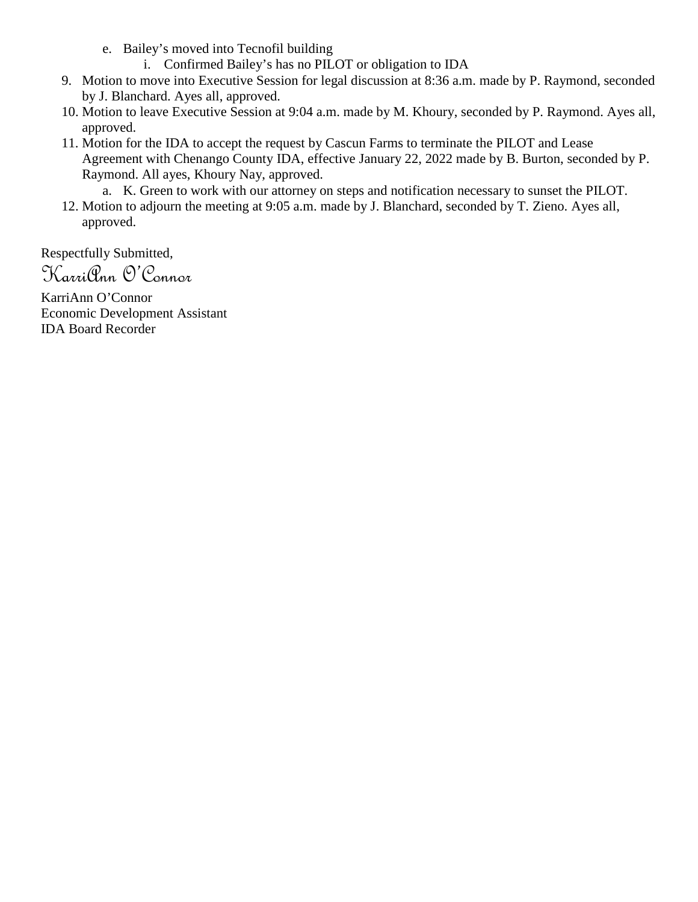e. Bailey's moved into Tecnofil building
        i. Confirmed Bailey's has no PILOT or obligation to IDA

9. Motion to move into Executive Session for legal discussion at 8:36 a.m. made by P. Raymond, seconded by J. Blanchard. Ayes all, approved.
10. Motion to leave Executive Session at 9:04 a.m. made by M. Khoury, seconded by P. Raymond. Ayes all, approved.
11. Motion for the IDA to accept the request by Cascun Farms to terminate the PILOT and Lease Agreement with Chenango County IDA, effective January 22, 2022 made by B. Burton, seconded by P. Raymond. All ayes, Khoury Nay, approved.
    a. K. Green to work with our attorney on steps and notification necessary to sunset the PILOT.
12. Motion to adjourn the meeting at 9:05 a.m. made by J. Blanchard, seconded by T. Zieno. Ayes all, approved.

Respectfully Submitted,

*KarriAnn O'Connor*

KarriAnn O'Connor
Economic Development Assistant
IDA Board Recorder